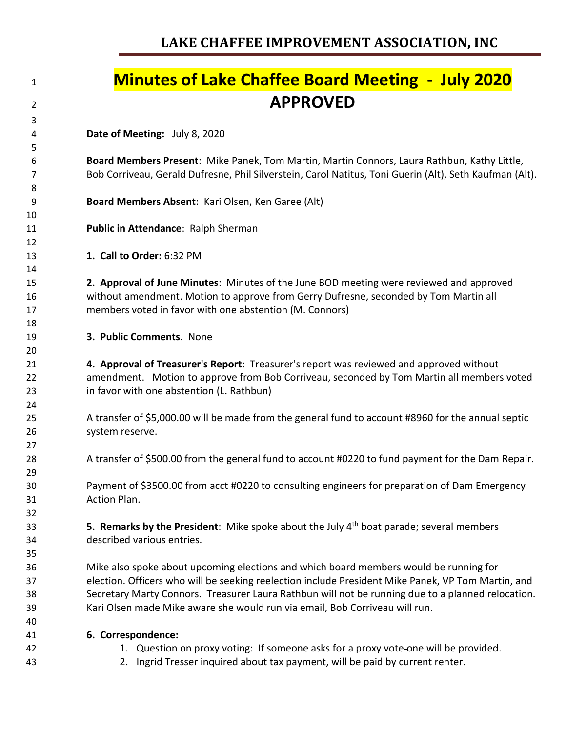## LAKE CHAFFEE IMPROVEMENT ASSOCIATION, INC

# Minutes of Lake Chaffee Board Meeting - July 2020

# APPROVED

**Date of Meeting:** July 8, 2020

**Board Members Present**: Mike Panek, Tom Martin, Martin Connors, Laura Rathbun, Kathy Little, Bob Corriveau, Gerald Dufresne, Phil Silverstein, Carol Natitus, Toni Guerin (Alt), Seth Kaufman (Alt).

**Board Members Absent**: Kari Olsen, Ken Garee (Alt)

**Public in Attendance**: Ralph Sherman

**1. Call to Order:** 6:32 PM

**2. Approval of June Minutes**: Minutes of the June BOD meeting were reviewed and approved without amendment. Motion to approve from Gerry Dufresne, seconded by Tom Martin all members voted in favor with one abstention (M. Connors)

**3. Public Comments**. None

**4. Approval of Treasurer's Report**: Treasurer's report was reviewed and approved without amendment. Motion to approve from Bob Corriveau, seconded by Tom Martin all members voted in favor with one abstention (L. Rathbun)

A transfer of $5,000.00 will be made from the general fund to account #8960 for the annual septic system reserve.

A transfer of $500.00 from the general fund to account #0220 to fund payment for the Dam Repair.

Payment of $3500.00 from acct #0220 to consulting engineers for preparation of Dam Emergency Action Plan.

**5. Remarks by the President**: Mike spoke about the July 4th boat parade; several members described various entries.

Mike also spoke about upcoming elections and which board members would be running for election. Officers who will be seeking reelection include President Mike Panek, VP Tom Martin, and Secretary Marty Connors. Treasurer Laura Rathbun will not be running due to a planned relocation. Kari Olsen made Mike aware she would run via email, Bob Corriveau will run.

**6. Correspondence:**

1. Question on proxy voting: If someone asks for a proxy vote one will be provided.
2. Ingrid Tresser inquired about tax payment, will be paid by current renter.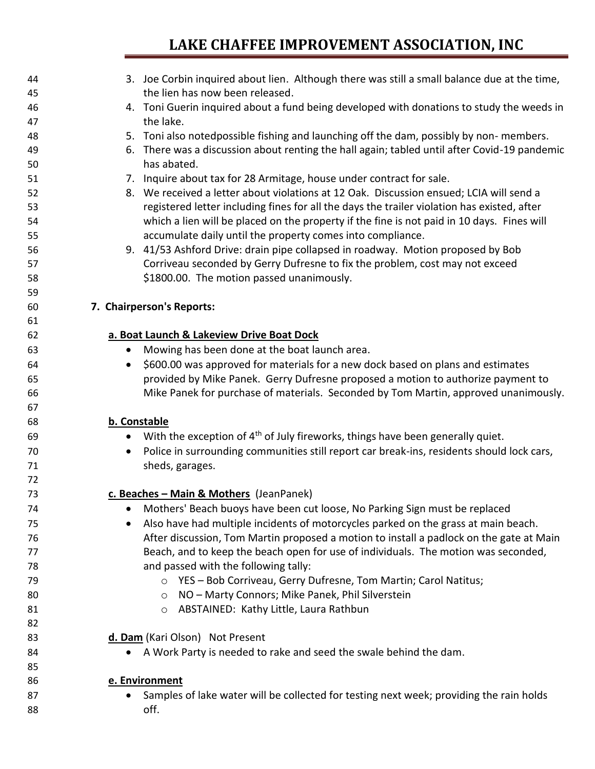3. Joe Corbin inquired about lien. Although there was still a small balance due at the time, the lien has now been released.
4. Toni Guerin inquired about a fund being developed with donations to study the weeds in the lake.
5. Toni also notedpossible fishing and launching off the dam, possibly by non- members.
6. There was a discussion about renting the hall again; tabled until after Covid-19 pandemic has abated.
7. Inquire about tax for 28 Armitage, house under contract for sale.
8. We received a letter about violations at 12 Oak. Discussion ensued; LCIA will send a registered letter including fines for all the days the trailer violation has existed, after which a lien will be placed on the property if the fine is not paid in 10 days. Fines will accumulate daily until the property comes into compliance.
9. 41/53 Ashford Drive: drain pipe collapsed in roadway. Motion proposed by Bob Corriveau seconded by Gerry Dufresne to fix the problem, cost may not exceed $1800.00. The motion passed unanimously.

**7. Chairperson's Reports:**

**a. Boat Launch & Lakeview Drive Boat Dock**

- Mowing has been done at the boat launch area.
- $600.00 was approved for materials for a new dock based on plans and estimates provided by Mike Panek. Gerry Dufresne proposed a motion to authorize payment to Mike Panek for purchase of materials. Seconded by Tom Martin, approved unanimously.

**b. Constable**

- With the exception of 4th of July fireworks, things have been generally quiet.
- Police in surrounding communities still report car break-ins, residents should lock cars, sheds, garages.

**c. Beaches – Main & Mothers** (JeanPanek)

- Mothers' Beach buoys have been cut loose, No Parking Sign must be replaced
- Also have had multiple incidents of motorcycles parked on the grass at main beach. After discussion, Tom Martin proposed a motion to install a padlock on the gate at Main Beach, and to keep the beach open for use of individuals. The motion was seconded, and passed with the following tally:
  - YES – Bob Corriveau, Gerry Dufresne, Tom Martin; Carol Natitus;
  - NO – Marty Connors; Mike Panek, Phil Silverstein
  - ABSTAINED: Kathy Little, Laura Rathbun

**d. Dam** (Kari Olson) Not Present

- A Work Party is needed to rake and seed the swale behind the dam.

**e. Environment**

- Samples of lake water will be collected for testing next week; providing the rain holds off.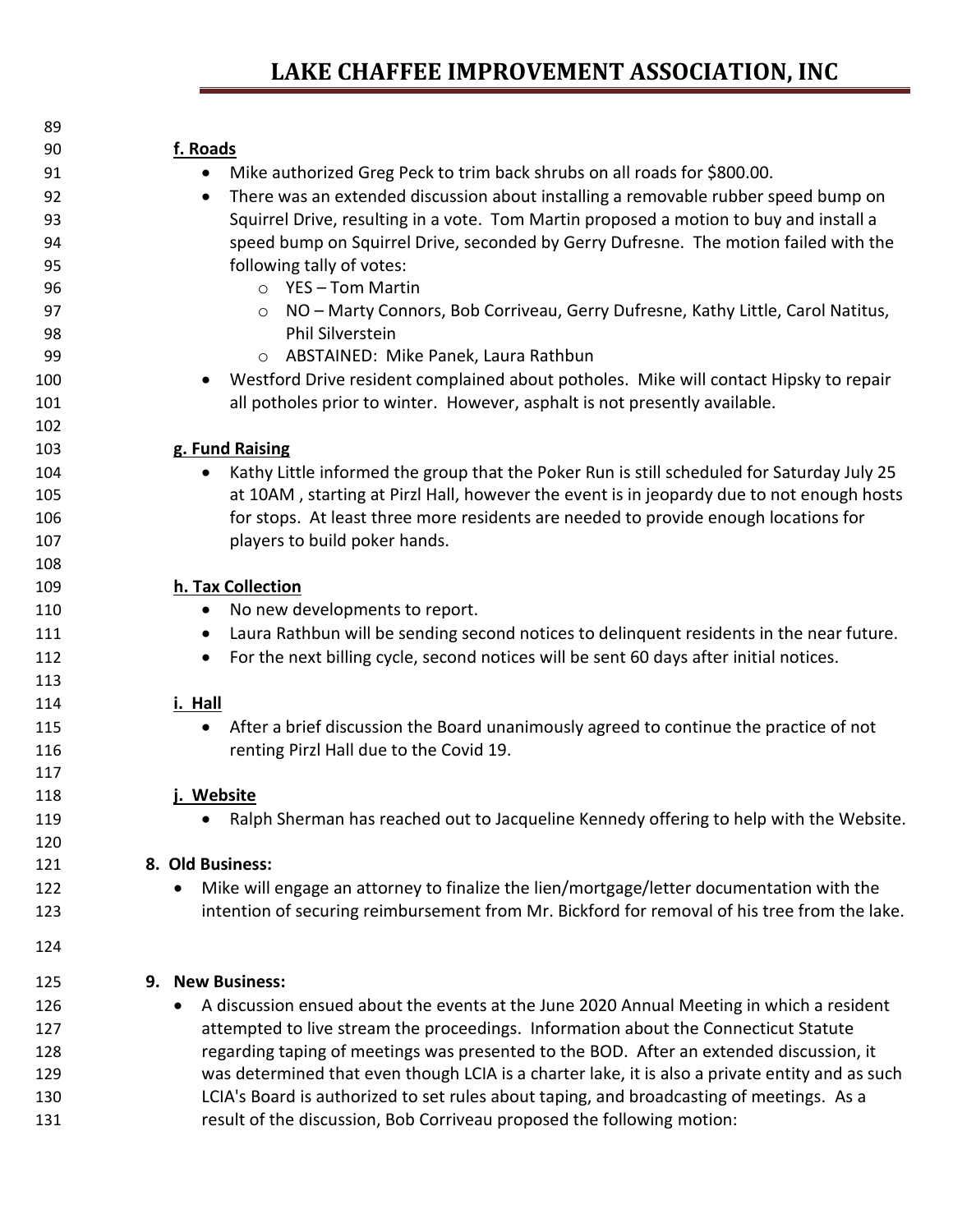**f. Roads**

- Mike authorized Greg Peck to trim back shrubs on all roads for $800.00.
- There was an extended discussion about installing a removable rubber speed bump on Squirrel Drive, resulting in a vote. Tom Martin proposed a motion to buy and install a speed bump on Squirrel Drive, seconded by Gerry Dufresne. The motion failed with the following tally of votes:
  - YES – Tom Martin
  - NO – Marty Connors, Bob Corriveau, Gerry Dufresne, Kathy Little, Carol Natitus, Phil Silverstein
  - ABSTAINED: Mike Panek, Laura Rathbun
- Westford Drive resident complained about potholes. Mike will contact Hipsky to repair all potholes prior to winter. However, asphalt is not presently available.

**g. Fund Raising**

- Kathy Little informed the group that the Poker Run is still scheduled for Saturday July 25 at 10AM , starting at Pirzl Hall, however the event is in jeopardy due to not enough hosts for stops. At least three more residents are needed to provide enough locations for players to build poker hands.

**h. Tax Collection**

- No new developments to report.
- Laura Rathbun will be sending second notices to delinquent residents in the near future.
- For the next billing cycle, second notices will be sent 60 days after initial notices.

**i. Hall**

- After a brief discussion the Board unanimously agreed to continue the practice of not renting Pirzl Hall due to the Covid 19.

**j. Website**

- Ralph Sherman has reached out to Jacqueline Kennedy offering to help with the Website.

**8. Old Business:**

- Mike will engage an attorney to finalize the lien/mortgage/letter documentation with the intention of securing reimbursement from Mr. Bickford for removal of his tree from the lake.

**9. New Business:**

- A discussion ensued about the events at the June 2020 Annual Meeting in which a resident attempted to live stream the proceedings. Information about the Connecticut Statute regarding taping of meetings was presented to the BOD. After an extended discussion, it was determined that even though LCIA is a charter lake, it is also a private entity and as such LCIA's Board is authorized to set rules about taping, and broadcasting of meetings. As a result of the discussion, Bob Corriveau proposed the following motion: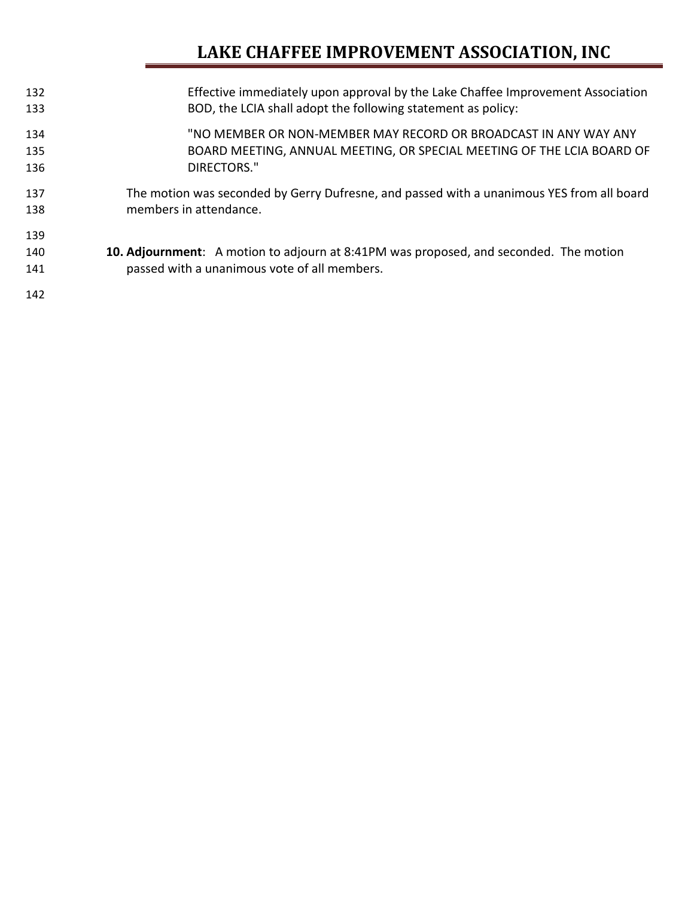Effective immediately upon approval by the Lake Chaffee Improvement Association BOD, the LCIA shall adopt the following statement as policy:

"NO MEMBER OR NON-MEMBER MAY RECORD OR BROADCAST IN ANY WAY ANY BOARD MEETING, ANNUAL MEETING, OR SPECIAL MEETING OF THE LCIA BOARD OF DIRECTORS."

The motion was seconded by Gerry Dufresne, and passed with a unanimous YES from all board members in attendance.

10. **Adjournment**: A motion to adjourn at 8:41PM was proposed, and seconded. The motion passed with a unanimous vote of all members.